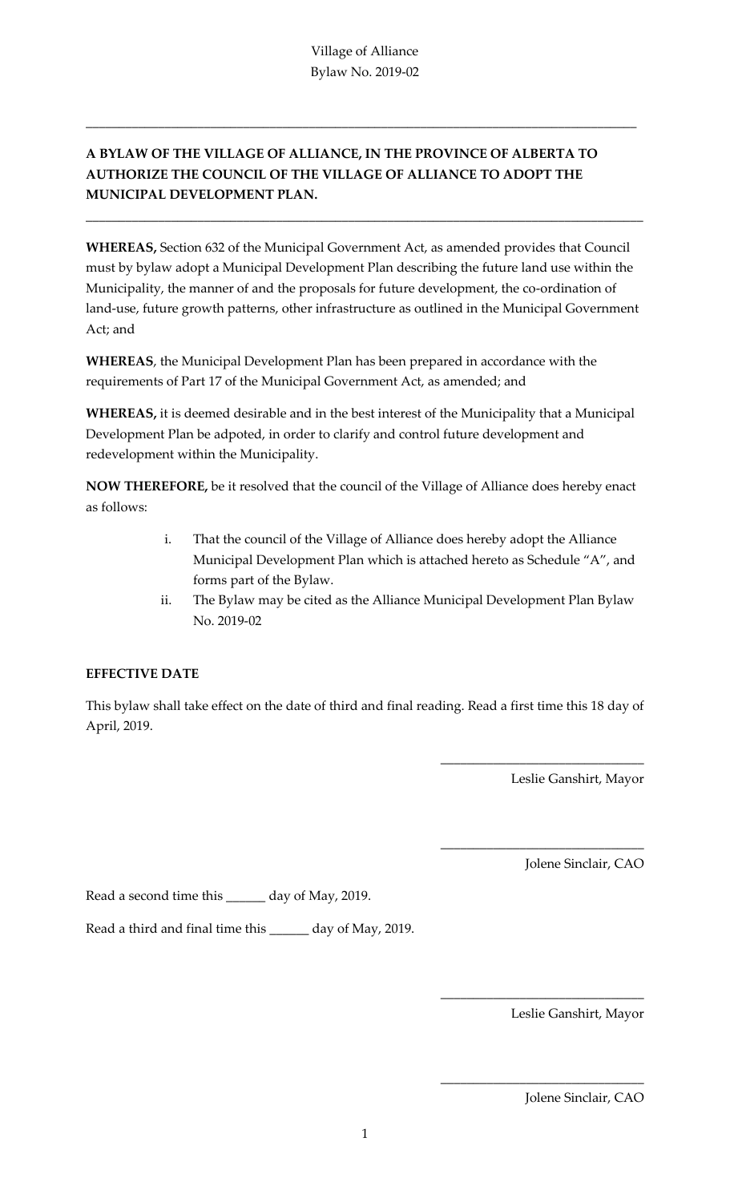Village of Alliance
Bylaw No. 2019-02

---

**A BYLAW OF THE VILLAGE OF ALLIANCE, IN THE PROVINCE OF ALBERTA TO AUTHORIZE THE COUNCIL OF THE VILLAGE OF ALLIANCE TO ADOPT THE MUNICIPAL DEVELOPMENT PLAN.**

---

**WHEREAS,** Section 632 of the Municipal Government Act, as amended provides that Council must by bylaw adopt a Municipal Development Plan describing the future land use within the Municipality, the manner of and the proposals for future development, the co-ordination of land-use, future growth patterns, other infrastructure as outlined in the Municipal Government Act; and

**WHEREAS**, the Municipal Development Plan has been prepared in accordance with the requirements of Part 17 of the Municipal Government Act, as amended; and

**WHEREAS,** it is deemed desirable and in the best interest of the Municipality that a Municipal Development Plan be adpoted, in order to clarify and control future development and redevelopment within the Municipality.

**NOW THEREFORE,** be it resolved that the council of the Village of Alliance does hereby enact as follows:

i. That the council of the Village of Alliance does hereby adopt the Alliance Municipal Development Plan which is attached hereto as Schedule "A", and forms part of the Bylaw.
ii. The Bylaw may be cited as the Alliance Municipal Development Plan Bylaw No. 2019-02

**EFFECTIVE DATE**

This bylaw shall take effect on the date of third and final reading. Read a first time this 18 day of April, 2019.

_______________________________
Leslie Ganshirt, Mayor

_______________________________
Jolene Sinclair, CAO

Read a second time this ______ day of May, 2019.

Read a third and final time this ______ day of May, 2019.

_______________________________
Leslie Ganshirt, Mayor

_______________________________
Jolene Sinclair, CAO